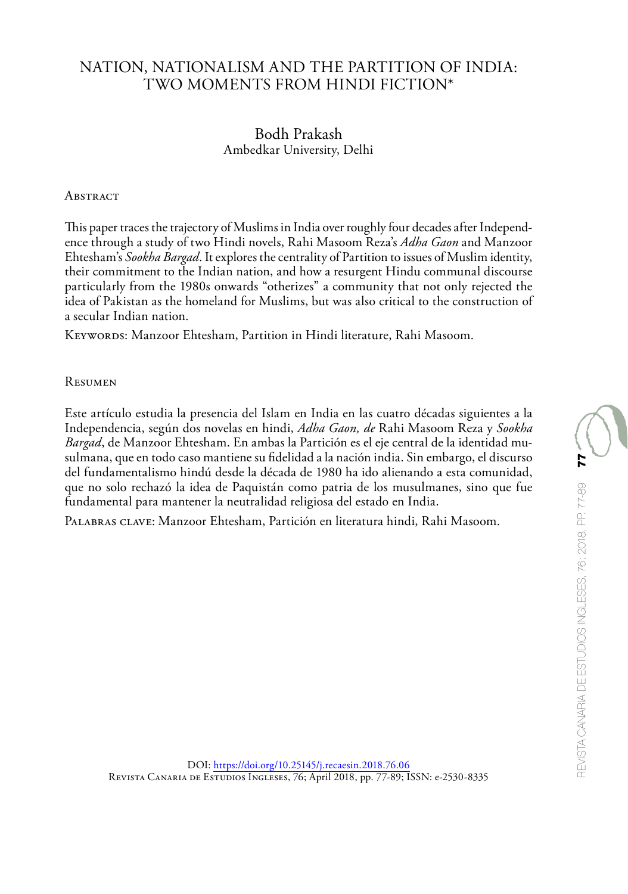# NATION, NATIONALISM AND THE PARTITION OF INDIA: TWO MOMENTS FROM HINDI FICTION*

Bodh Prakash
Ambedkar University, Delhi

## Abstract

This paper traces the trajectory of Muslims in India over roughly four decades after Independence through a study of two Hindi novels, Rahi Masoom Reza's *Adha Gaon* and Manzoor Ehtesham's *Sookha Bargad*. It explores the centrality of Partition to issues of Muslim identity, their commitment to the Indian nation, and how a resurgent Hindu communal discourse particularly from the 1980s onwards "otherizes" a community that not only rejected the idea of Pakistan as the homeland for Muslims, but was also critical to the construction of a secular Indian nation.

Keywords: Manzoor Ehtesham, Partition in Hindi literature, Rahi Masoom.

## Resumen

Este artículo estudia la presencia del Islam en India en las cuatro décadas siguientes a la Independencia, según dos novelas en hindi, *Adha Gaon, de* Rahi Masoom Reza y *Sookha Bargad*, de Manzoor Ehtesham. En ambas la Partición es el eje central de la identidad musulmana, que en todo caso mantiene su fidelidad a la nación india. Sin embargo, el discurso del fundamentalismo hindú desde la década de 1980 ha ido alienando a esta comunidad, que no solo rechazó la idea de Paquistán como patria de los musulmanes, sino que fue fundamental para mantener la neutralidad religiosa del estado en India.

Palabras clave: Manzoor Ehtesham, Partición en literatura hindi, Rahi Masoom.

DOI: https://doi.org/10.25145/j.recaesin.2018.76.06
Revista Canaria de Estudios Ingleses, 76; April 2018, pp. 77-89; ISSN: e-2530-8335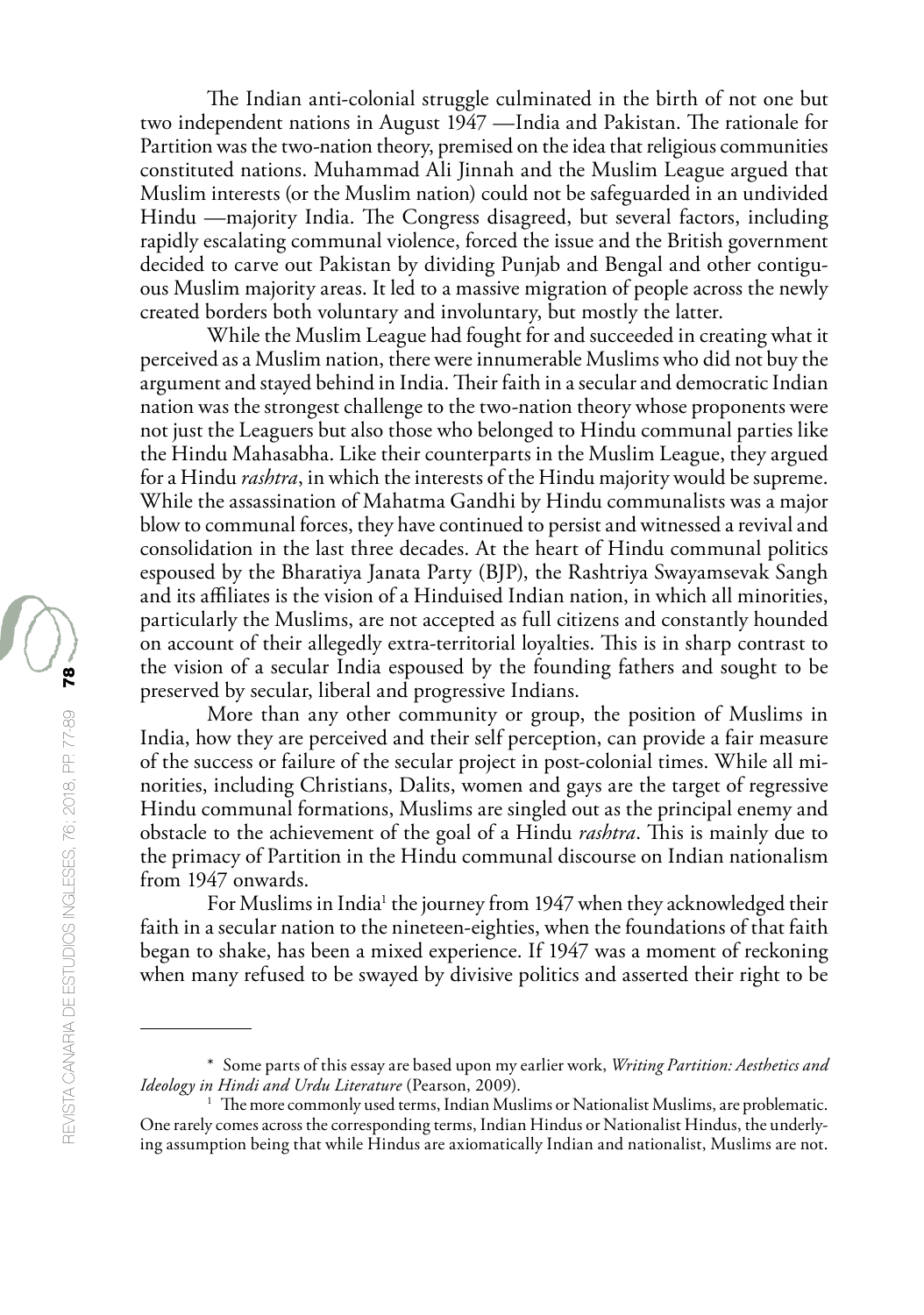The Indian anti-colonial struggle culminated in the birth of not one but two independent nations in August 1947 —India and Pakistan. The rationale for Partition was the two-nation theory, premised on the idea that religious communities constituted nations. Muhammad Ali Jinnah and the Muslim League argued that Muslim interests (or the Muslim nation) could not be safeguarded in an undivided Hindu —majority India. The Congress disagreed, but several factors, including rapidly escalating communal violence, forced the issue and the British government decided to carve out Pakistan by dividing Punjab and Bengal and other contiguous Muslim majority areas. It led to a massive migration of people across the newly created borders both voluntary and involuntary, but mostly the latter.

While the Muslim League had fought for and succeeded in creating what it perceived as a Muslim nation, there were innumerable Muslims who did not buy the argument and stayed behind in India. Their faith in a secular and democratic Indian nation was the strongest challenge to the two-nation theory whose proponents were not just the Leaguers but also those who belonged to Hindu communal parties like the Hindu Mahasabha. Like their counterparts in the Muslim League, they argued for a Hindu *rashtra*, in which the interests of the Hindu majority would be supreme. While the assassination of Mahatma Gandhi by Hindu communalists was a major blow to communal forces, they have continued to persist and witnessed a revival and consolidation in the last three decades. At the heart of Hindu communal politics espoused by the Bharatiya Janata Party (BJP), the Rashtriya Swayamsevak Sangh and its affiliates is the vision of a Hinduised Indian nation, in which all minorities, particularly the Muslims, are not accepted as full citizens and constantly hounded on account of their allegedly extra-territorial loyalties. This is in sharp contrast to the vision of a secular India espoused by the founding fathers and sought to be preserved by secular, liberal and progressive Indians.

More than any other community or group, the position of Muslims in India, how they are perceived and their self perception, can provide a fair measure of the success or failure of the secular project in post-colonial times. While all minorities, including Christians, Dalits, women and gays are the target of regressive Hindu communal formations, Muslims are singled out as the principal enemy and obstacle to the achievement of the goal of a Hindu *rashtra*. This is mainly due to the primacy of Partition in the Hindu communal discourse on Indian nationalism from 1947 onwards.

For Muslims in India[1] the journey from 1947 when they acknowledged their faith in a secular nation to the nineteen-eighties, when the foundations of that faith began to shake, has been a mixed experience. If 1947 was a moment of reckoning when many refused to be swayed by divisive politics and asserted their right to be

---

\* Some parts of this essay are based upon my earlier work, *Writing Partition: Aesthetics and Ideology in Hindi and Urdu Literature* (Pearson, 2009).

[1] The more commonly used terms, Indian Muslims or Nationalist Muslims, are problematic. One rarely comes across the corresponding terms, Indian Hindus or Nationalist Hindus, the underlying assumption being that while Hindus are axiomatically Indian and nationalist, Muslims are not.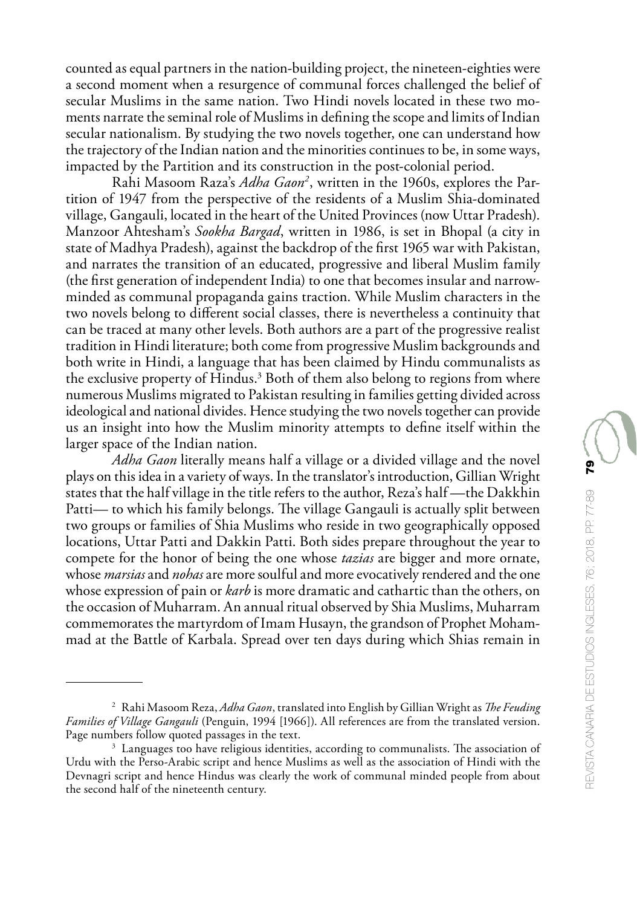counted as equal partners in the nation-building project, the nineteen-eighties were a second moment when a resurgence of communal forces challenged the belief of secular Muslims in the same nation. Two Hindi novels located in these two moments narrate the seminal role of Muslims in defining the scope and limits of Indian secular nationalism. By studying the two novels together, one can understand how the trajectory of the Indian nation and the minorities continues to be, in some ways, impacted by the Partition and its construction in the post-colonial period.

Rahi Masoom Raza's *Adha Gaon*[2], written in the 1960s, explores the Partition of 1947 from the perspective of the residents of a Muslim Shia-dominated village, Gangauli, located in the heart of the United Provinces (now Uttar Pradesh). Manzoor Ahtesham's *Sookha Bargad*, written in 1986, is set in Bhopal (a city in state of Madhya Pradesh), against the backdrop of the first 1965 war with Pakistan, and narrates the transition of an educated, progressive and liberal Muslim family (the first generation of independent India) to one that becomes insular and narrow-minded as communal propaganda gains traction. While Muslim characters in the two novels belong to different social classes, there is nevertheless a continuity that can be traced at many other levels. Both authors are a part of the progressive realist tradition in Hindi literature; both come from progressive Muslim backgrounds and both write in Hindi, a language that has been claimed by Hindu communalists as the exclusive property of Hindus.[3] Both of them also belong to regions from where numerous Muslims migrated to Pakistan resulting in families getting divided across ideological and national divides. Hence studying the two novels together can provide us an insight into how the Muslim minority attempts to define itself within the larger space of the Indian nation.

*Adha Gaon* literally means half a village or a divided village and the novel plays on this idea in a variety of ways. In the translator's introduction, Gillian Wright states that the half village in the title refers to the author, Reza's half —the Dakkhin Patti— to which his family belongs. The village Gangauli is actually split between two groups or families of Shia Muslims who reside in two geographically opposed locations, Uttar Patti and Dakkin Patti. Both sides prepare throughout the year to compete for the honor of being the one whose *tazias* are bigger and more ornate, whose *marsias* and *nohas* are more soulful and more evocatively rendered and the one whose expression of pain or *karb* is more dramatic and cathartic than the others, on the occasion of Muharram. An annual ritual observed by Shia Muslims, Muharram commemorates the martyrdom of Imam Husayn, the grandson of Prophet Mohammad at the Battle of Karbala. Spread over ten days during which Shias remain in

---

[2] Rahi Masoom Reza, *Adha Gaon*, translated into English by Gillian Wright as *The Feuding Families of Village Gangauli* (Penguin, 1994 [1966]). All references are from the translated version. Page numbers follow quoted passages in the text.

[3] Languages too have religious identities, according to communalists. The association of Urdu with the Perso-Arabic script and hence Muslims as well as the association of Hindi with the Devnagri script and hence Hindus was clearly the work of communal minded people from about the second half of the nineteenth century.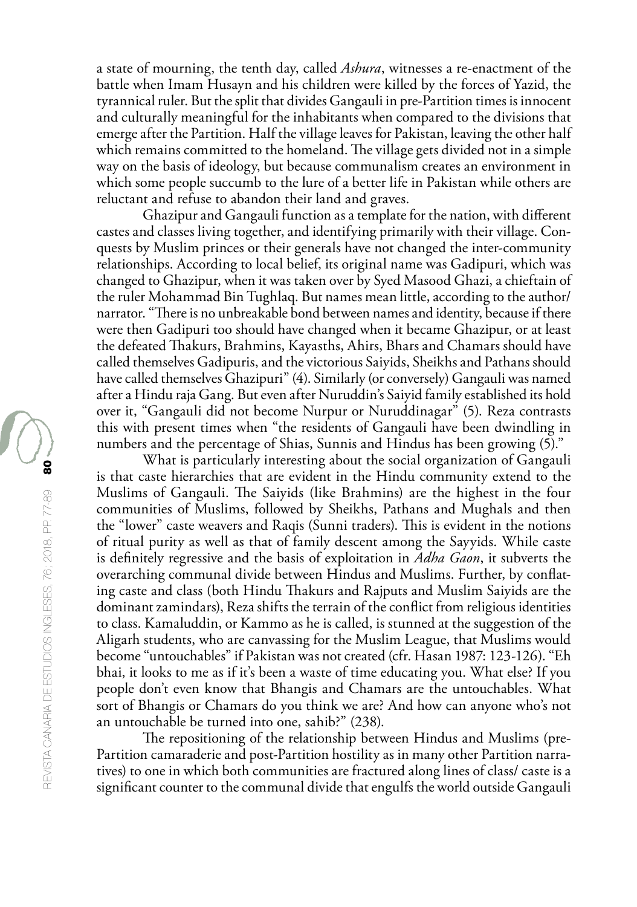a state of mourning, the tenth day, called *Ashura*, witnesses a re-enactment of the battle when Imam Husayn and his children were killed by the forces of Yazid, the tyrannical ruler. But the split that divides Gangauli in pre-Partition times is innocent and culturally meaningful for the inhabitants when compared to the divisions that emerge after the Partition. Half the village leaves for Pakistan, leaving the other half which remains committed to the homeland. The village gets divided not in a simple way on the basis of ideology, but because communalism creates an environment in which some people succumb to the lure of a better life in Pakistan while others are reluctant and refuse to abandon their land and graves.

Ghazipur and Gangauli function as a template for the nation, with different castes and classes living together, and identifying primarily with their village. Conquests by Muslim princes or their generals have not changed the inter-community relationships. According to local belief, its original name was Gadipuri, which was changed to Ghazipur, when it was taken over by Syed Masood Ghazi, a chieftain of the ruler Mohammad Bin Tughlaq. But names mean little, according to the author/narrator. "There is no unbreakable bond between names and identity, because if there were then Gadipuri too should have changed when it became Ghazipur, or at least the defeated Thakurs, Brahmins, Kayasths, Ahirs, Bhars and Chamars should have called themselves Gadipuris, and the victorious Saiyids, Sheikhs and Pathans should have called themselves Ghazipuri" (4). Similarly (or conversely) Gangauli was named after a Hindu raja Gang. But even after Nuruddin's Saiyid family established its hold over it, "Gangauli did not become Nurpur or Nuruddinagar" (5). Reza contrasts this with present times when "the residents of Gangauli have been dwindling in numbers and the percentage of Shias, Sunnis and Hindus has been growing (5)."

What is particularly interesting about the social organization of Gangauli is that caste hierarchies that are evident in the Hindu community extend to the Muslims of Gangauli. The Saiyids (like Brahmins) are the highest in the four communities of Muslims, followed by Sheikhs, Pathans and Mughals and then the "lower" caste weavers and Raqis (Sunni traders). This is evident in the notions of ritual purity as well as that of family descent among the Sayyids. While caste is definitely regressive and the basis of exploitation in *Adha Gaon*, it subverts the overarching communal divide between Hindus and Muslims. Further, by conflating caste and class (both Hindu Thakurs and Rajputs and Muslim Saiyids are the dominant zamindars), Reza shifts the terrain of the conflict from religious identities to class. Kamaluddin, or Kammo as he is called, is stunned at the suggestion of the Aligarh students, who are canvassing for the Muslim League, that Muslims would become "untouchables" if Pakistan was not created (cfr. Hasan 1987: 123-126). "Eh bhai, it looks to me as if it's been a waste of time educating you. What else? If you people don't even know that Bhangis and Chamars are the untouchables. What sort of Bhangis or Chamars do you think we are? And how can anyone who's not an untouchable be turned into one, sahib?" (238).

The repositioning of the relationship between Hindus and Muslims (pre-Partition camaraderie and post-Partition hostility as in many other Partition narratives) to one in which both communities are fractured along lines of class/ caste is a significant counter to the communal divide that engulfs the world outside Gangauli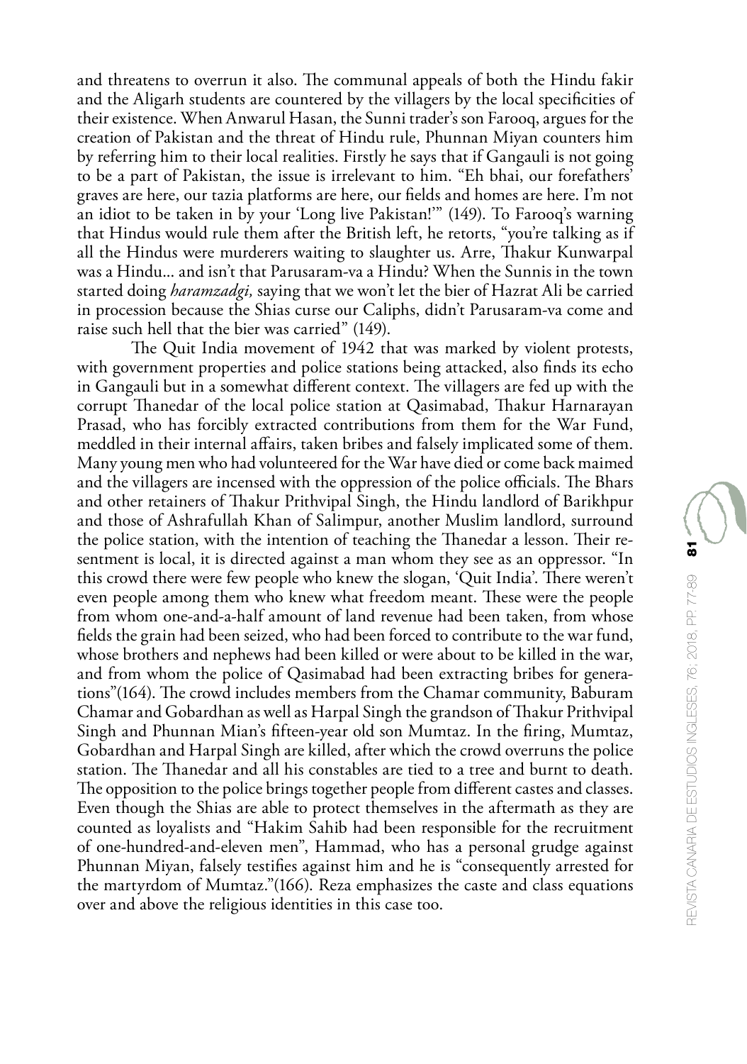and threatens to overrun it also. The communal appeals of both the Hindu fakir and the Aligarh students are countered by the villagers by the local specificities of their existence. When Anwarul Hasan, the Sunni trader's son Farooq, argues for the creation of Pakistan and the threat of Hindu rule, Phunnan Miyan counters him by referring him to their local realities. Firstly he says that if Gangauli is not going to be a part of Pakistan, the issue is irrelevant to him. "Eh bhai, our forefathers' graves are here, our tazia platforms are here, our fields and homes are here. I'm not an idiot to be taken in by your 'Long live Pakistan!'" (149). To Farooq's warning that Hindus would rule them after the British left, he retorts, "you're talking as if all the Hindus were murderers waiting to slaughter us. Arre, Thakur Kunwarpal was a Hindu... and isn't that Parusaram-va a Hindu? When the Sunnis in the town started doing *haramzadgi,* saying that we won't let the bier of Hazrat Ali be carried in procession because the Shias curse our Caliphs, didn't Parusaram-va come and raise such hell that the bier was carried" (149).

The Quit India movement of 1942 that was marked by violent protests, with government properties and police stations being attacked, also finds its echo in Gangauli but in a somewhat different context. The villagers are fed up with the corrupt Thanedar of the local police station at Qasimabad, Thakur Harnarayan Prasad, who has forcibly extracted contributions from them for the War Fund, meddled in their internal affairs, taken bribes and falsely implicated some of them. Many young men who had volunteered for the War have died or come back maimed and the villagers are incensed with the oppression of the police officials. The Bhars and other retainers of Thakur Prithvipal Singh, the Hindu landlord of Barikhpur and those of Ashrafullah Khan of Salimpur, another Muslim landlord, surround the police station, with the intention of teaching the Thanedar a lesson. Their resentment is local, it is directed against a man whom they see as an oppressor. "In this crowd there were few people who knew the slogan, 'Quit India'. There weren't even people among them who knew what freedom meant. These were the people from whom one-and-a-half amount of land revenue had been taken, from whose fields the grain had been seized, who had been forced to contribute to the war fund, whose brothers and nephews had been killed or were about to be killed in the war, and from whom the police of Qasimabad had been extracting bribes for generations"(164). The crowd includes members from the Chamar community, Baburam Chamar and Gobardhan as well as Harpal Singh the grandson of Thakur Prithvipal Singh and Phunnan Mian's fifteen-year old son Mumtaz. In the firing, Mumtaz, Gobardhan and Harpal Singh are killed, after which the crowd overruns the police station. The Thanedar and all his constables are tied to a tree and burnt to death. The opposition to the police brings together people from different castes and classes. Even though the Shias are able to protect themselves in the aftermath as they are counted as loyalists and "Hakim Sahib had been responsible for the recruitment of one-hundred-and-eleven men", Hammad, who has a personal grudge against Phunnan Miyan, falsely testifies against him and he is "consequently arrested for the martyrdom of Mumtaz."(166). Reza emphasizes the caste and class equations over and above the religious identities in this case too.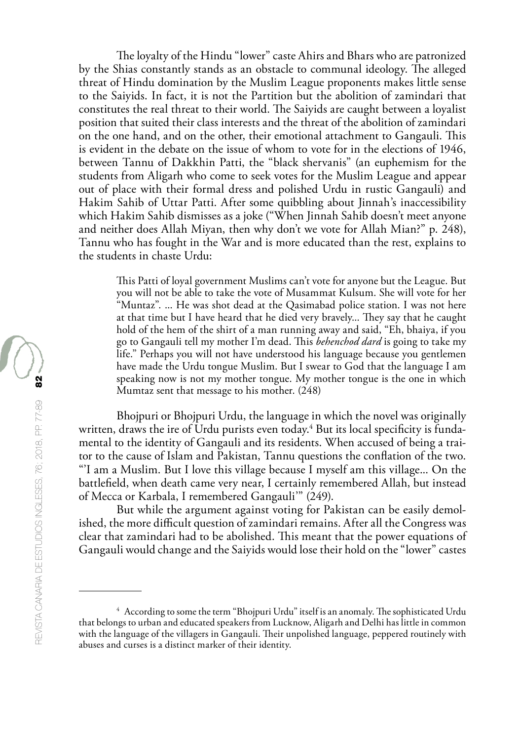The loyalty of the Hindu "lower" caste Ahirs and Bhars who are patronized by the Shias constantly stands as an obstacle to communal ideology. The alleged threat of Hindu domination by the Muslim League proponents makes little sense to the Saiyids. In fact, it is not the Partition but the abolition of zamindari that constitutes the real threat to their world. The Saiyids are caught between a loyalist position that suited their class interests and the threat of the abolition of zamindari on the one hand, and on the other, their emotional attachment to Gangauli. This is evident in the debate on the issue of whom to vote for in the elections of 1946, between Tannu of Dakkhin Patti, the "black shervanis" (an euphemism for the students from Aligarh who come to seek votes for the Muslim League and appear out of place with their formal dress and polished Urdu in rustic Gangauli) and Hakim Sahib of Uttar Patti. After some quibbling about Jinnah's inaccessibility which Hakim Sahib dismisses as a joke ("When Jinnah Sahib doesn't meet anyone and neither does Allah Miyan, then why don't we vote for Allah Mian?" p. 248), Tannu who has fought in the War and is more educated than the rest, explains to the students in chaste Urdu:

> This Patti of loyal government Muslims can't vote for anyone but the League. But you will not be able to take the vote of Musammat Kulsum. She will vote for her "Muntaz". ... He was shot dead at the Qasimabad police station. I was not here at that time but I have heard that he died very bravely... They say that he caught hold of the hem of the shirt of a man running away and said, "Eh, bhaiya, if you go to Gangauli tell my mother I'm dead. This *behenchod dard* is going to take my life." Perhaps you will not have understood his language because you gentlemen have made the Urdu tongue Muslim. But I swear to God that the language I am speaking now is not my mother tongue. My mother tongue is the one in which Mumtaz sent that message to his mother. (248)

Bhojpuri or Bhojpuri Urdu, the language in which the novel was originally written, draws the ire of Urdu purists even today.[4] But its local specificity is fundamental to the identity of Gangauli and its residents. When accused of being a traitor to the cause of Islam and Pakistan, Tannu questions the conflation of the two. "'I am a Muslim. But I love this village because I myself am this village... On the battlefield, when death came very near, I certainly remembered Allah, but instead of Mecca or Karbala, I remembered Gangauli'" (249).

But while the argument against voting for Pakistan can be easily demolished, the more difficult question of zamindari remains. After all the Congress was clear that zamindari had to be abolished. This meant that the power equations of Gangauli would change and the Saiyids would lose their hold on the "lower" castes

---

[4] According to some the term "Bhojpuri Urdu" itself is an anomaly. The sophisticated Urdu that belongs to urban and educated speakers from Lucknow, Aligarh and Delhi has little in common with the language of the villagers in Gangauli. Their unpolished language, peppered routinely with abuses and curses is a distinct marker of their identity.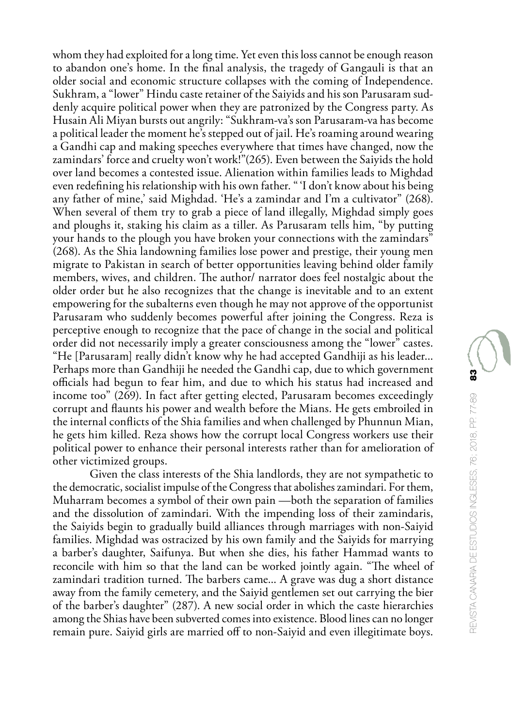whom they had exploited for a long time. Yet even this loss cannot be enough reason to abandon one's home. In the final analysis, the tragedy of Gangauli is that an older social and economic structure collapses with the coming of Independence. Sukhram, a "lower" Hindu caste retainer of the Saiyids and his son Parusaram suddenly acquire political power when they are patronized by the Congress party. As Husain Ali Miyan bursts out angrily: "Sukhram-va's son Parusaram-va has become a political leader the moment he's stepped out of jail. He's roaming around wearing a Gandhi cap and making speeches everywhere that times have changed, now the zamindars' force and cruelty won't work!"(265). Even between the Saiyids the hold over land becomes a contested issue. Alienation within families leads to Mighdad even redefining his relationship with his own father. " 'I don't know about his being any father of mine,' said Mighdad. 'He's a zamindar and I'm a cultivator" (268). When several of them try to grab a piece of land illegally, Mighdad simply goes and ploughs it, staking his claim as a tiller. As Parusaram tells him, "by putting your hands to the plough you have broken your connections with the zamindars" (268). As the Shia landowning families lose power and prestige, their young men migrate to Pakistan in search of better opportunities leaving behind older family members, wives, and children. The author/ narrator does feel nostalgic about the older order but he also recognizes that the change is inevitable and to an extent empowering for the subalterns even though he may not approve of the opportunist Parusaram who suddenly becomes powerful after joining the Congress. Reza is perceptive enough to recognize that the pace of change in the social and political order did not necessarily imply a greater consciousness among the "lower" castes. "He [Parusaram] really didn't know why he had accepted Gandhiji as his leader... Perhaps more than Gandhiji he needed the Gandhi cap, due to which government officials had begun to fear him, and due to which his status had increased and income too" (269). In fact after getting elected, Parusaram becomes exceedingly corrupt and flaunts his power and wealth before the Mians. He gets embroiled in the internal conflicts of the Shia families and when challenged by Phunnun Mian, he gets him killed. Reza shows how the corrupt local Congress workers use their political power to enhance their personal interests rather than for amelioration of other victimized groups.

Given the class interests of the Shia landlords, they are not sympathetic to the democratic, socialist impulse of the Congress that abolishes zamindari. For them, Muharram becomes a symbol of their own pain —both the separation of families and the dissolution of zamindari. With the impending loss of their zamindaris, the Saiyids begin to gradually build alliances through marriages with non-Saiyid families. Mighdad was ostracized by his own family and the Saiyids for marrying a barber's daughter, Saifunya. But when she dies, his father Hammad wants to reconcile with him so that the land can be worked jointly again. "The wheel of zamindari tradition turned. The barbers came... A grave was dug a short distance away from the family cemetery, and the Saiyid gentlemen set out carrying the bier of the barber's daughter" (287). A new social order in which the caste hierarchies among the Shias have been subverted comes into existence. Blood lines can no longer remain pure. Saiyid girls are married off to non-Saiyid and even illegitimate boys.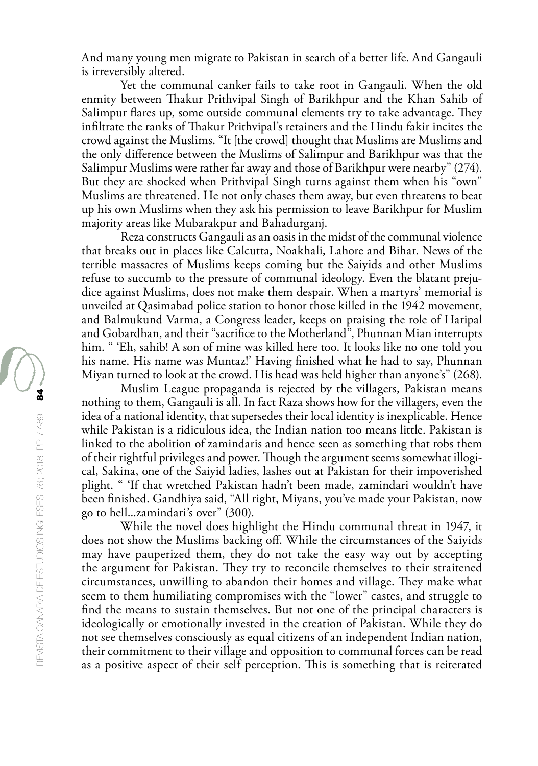And many young men migrate to Pakistan in search of a better life. And Gangauli is irreversibly altered.

Yet the communal canker fails to take root in Gangauli. When the old enmity between Thakur Prithvipal Singh of Barikhpur and the Khan Sahib of Salimpur flares up, some outside communal elements try to take advantage. They infiltrate the ranks of Thakur Prithvipal's retainers and the Hindu fakir incites the crowd against the Muslims. "It [the crowd] thought that Muslims are Muslims and the only difference between the Muslims of Salimpur and Barikhpur was that the Salimpur Muslims were rather far away and those of Barikhpur were nearby" (274). But they are shocked when Prithvipal Singh turns against them when his "own" Muslims are threatened. He not only chases them away, but even threatens to beat up his own Muslims when they ask his permission to leave Barikhpur for Muslim majority areas like Mubarakpur and Bahadurganj.

Reza constructs Gangauli as an oasis in the midst of the communal violence that breaks out in places like Calcutta, Noakhali, Lahore and Bihar. News of the terrible massacres of Muslims keeps coming but the Saiyids and other Muslims refuse to succumb to the pressure of communal ideology. Even the blatant prejudice against Muslims, does not make them despair. When a martyrs' memorial is unveiled at Qasimabad police station to honor those killed in the 1942 movement, and Balmukund Varma, a Congress leader, keeps on praising the role of Haripal and Gobardhan, and their "sacrifice to the Motherland", Phunnan Mian interrupts him. " 'Eh, sahib! A son of mine was killed here too. It looks like no one told you his name. His name was Muntaz!' Having finished what he had to say, Phunnan Miyan turned to look at the crowd. His head was held higher than anyone's" (268).

Muslim League propaganda is rejected by the villagers, Pakistan means nothing to them, Gangauli is all. In fact Raza shows how for the villagers, even the idea of a national identity, that supersedes their local identity is inexplicable. Hence while Pakistan is a ridiculous idea, the Indian nation too means little. Pakistan is linked to the abolition of zamindaris and hence seen as something that robs them of their rightful privileges and power. Though the argument seems somewhat illogical, Sakina, one of the Saiyid ladies, lashes out at Pakistan for their impoverished plight. " 'If that wretched Pakistan hadn't been made, zamindari wouldn't have been finished. Gandhiya said, "All right, Miyans, you've made your Pakistan, now go to hell...zamindari's over" (300).

While the novel does highlight the Hindu communal threat in 1947, it does not show the Muslims backing off. While the circumstances of the Saiyids may have pauperized them, they do not take the easy way out by accepting the argument for Pakistan. They try to reconcile themselves to their straitened circumstances, unwilling to abandon their homes and village. They make what seem to them humiliating compromises with the "lower" castes, and struggle to find the means to sustain themselves. But not one of the principal characters is ideologically or emotionally invested in the creation of Pakistan. While they do not see themselves consciously as equal citizens of an independent Indian nation, their commitment to their village and opposition to communal forces can be read as a positive aspect of their self perception. This is something that is reiterated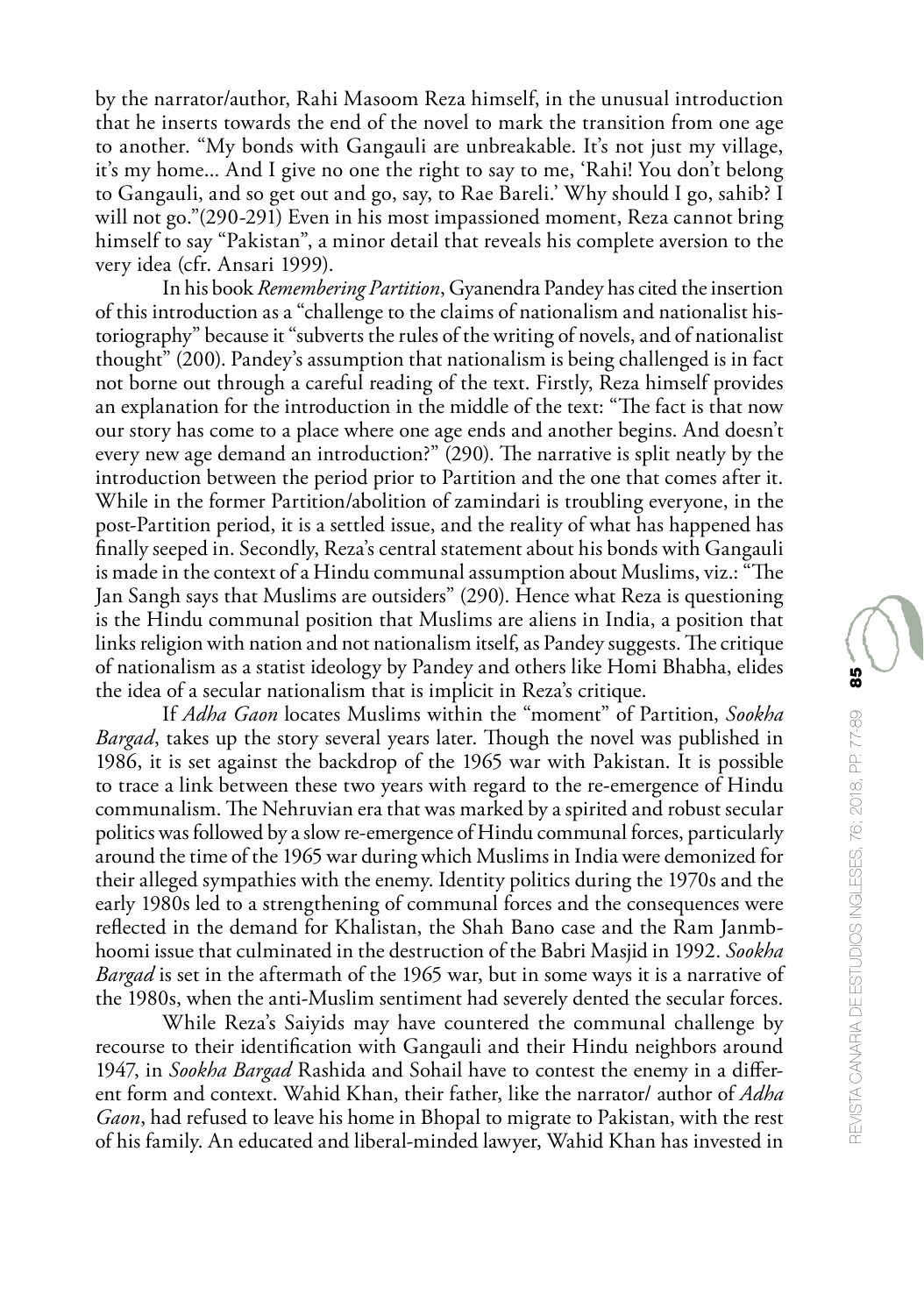by the narrator/author, Rahi Masoom Reza himself, in the unusual introduction that he inserts towards the end of the novel to mark the transition from one age to another. "My bonds with Gangauli are unbreakable. It's not just my village, it's my home... And I give no one the right to say to me, 'Rahi! You don't belong to Gangauli, and so get out and go, say, to Rae Bareli.' Why should I go, sahib? I will not go."(290-291) Even in his most impassioned moment, Reza cannot bring himself to say "Pakistan", a minor detail that reveals his complete aversion to the very idea (cfr. Ansari 1999).

In his book *Remembering Partition*, Gyanendra Pandey has cited the insertion of this introduction as a "challenge to the claims of nationalism and nationalist historiography" because it "subverts the rules of the writing of novels, and of nationalist thought" (200). Pandey's assumption that nationalism is being challenged is in fact not borne out through a careful reading of the text. Firstly, Reza himself provides an explanation for the introduction in the middle of the text: "The fact is that now our story has come to a place where one age ends and another begins. And doesn't every new age demand an introduction?" (290). The narrative is split neatly by the introduction between the period prior to Partition and the one that comes after it. While in the former Partition/abolition of zamindari is troubling everyone, in the post-Partition period, it is a settled issue, and the reality of what has happened has finally seeped in. Secondly, Reza's central statement about his bonds with Gangauli is made in the context of a Hindu communal assumption about Muslims, viz.: "The Jan Sangh says that Muslims are outsiders" (290). Hence what Reza is questioning is the Hindu communal position that Muslims are aliens in India, a position that links religion with nation and not nationalism itself, as Pandey suggests. The critique of nationalism as a statist ideology by Pandey and others like Homi Bhabha, elides the idea of a secular nationalism that is implicit in Reza's critique.

If *Adha Gaon* locates Muslims within the "moment" of Partition, *Sookha Bargad*, takes up the story several years later. Though the novel was published in 1986, it is set against the backdrop of the 1965 war with Pakistan. It is possible to trace a link between these two years with regard to the re-emergence of Hindu communalism. The Nehruvian era that was marked by a spirited and robust secular politics was followed by a slow re-emergence of Hindu communal forces, particularly around the time of the 1965 war during which Muslims in India were demonized for their alleged sympathies with the enemy. Identity politics during the 1970s and the early 1980s led to a strengthening of communal forces and the consequences were reflected in the demand for Khalistan, the Shah Bano case and the Ram Janmbhoomi issue that culminated in the destruction of the Babri Masjid in 1992. *Sookha Bargad* is set in the aftermath of the 1965 war, but in some ways it is a narrative of the 1980s, when the anti-Muslim sentiment had severely dented the secular forces.

While Reza's Saiyids may have countered the communal challenge by recourse to their identification with Gangauli and their Hindu neighbors around 1947, in *Sookha Bargad* Rashida and Sohail have to contest the enemy in a different form and context. Wahid Khan, their father, like the narrator/ author of *Adha Gaon*, had refused to leave his home in Bhopal to migrate to Pakistan, with the rest of his family. An educated and liberal-minded lawyer, Wahid Khan has invested in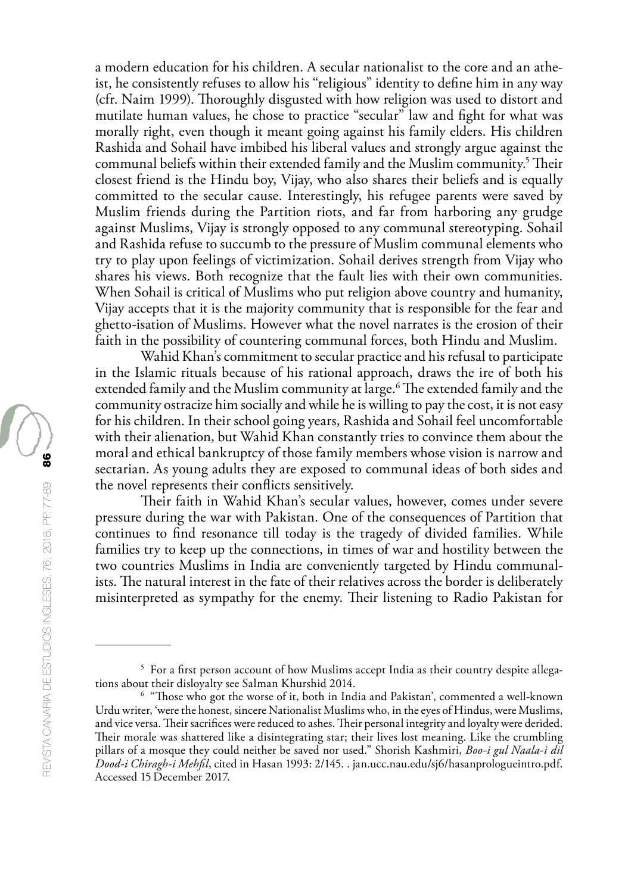a modern education for his children. A secular nationalist to the core and an atheist, he consistently refuses to allow his "religious" identity to define him in any way (cfr. Naim 1999). Thoroughly disgusted with how religion was used to distort and mutilate human values, he chose to practice "secular" law and fight for what was morally right, even though it meant going against his family elders. His children Rashida and Sohail have imbibed his liberal values and strongly argue against the communal beliefs within their extended family and the Muslim community.[5] Their closest friend is the Hindu boy, Vijay, who also shares their beliefs and is equally committed to the secular cause. Interestingly, his refugee parents were saved by Muslim friends during the Partition riots, and far from harboring any grudge against Muslims, Vijay is strongly opposed to any communal stereotyping. Sohail and Rashida refuse to succumb to the pressure of Muslim communal elements who try to play upon feelings of victimization. Sohail derives strength from Vijay who shares his views. Both recognize that the fault lies with their own communities. When Sohail is critical of Muslims who put religion above country and humanity, Vijay accepts that it is the majority community that is responsible for the fear and ghetto-isation of Muslims. However what the novel narrates is the erosion of their faith in the possibility of countering communal forces, both Hindu and Muslim.

Wahid Khan's commitment to secular practice and his refusal to participate in the Islamic rituals because of his rational approach, draws the ire of both his extended family and the Muslim community at large.[6] The extended family and the community ostracize him socially and while he is willing to pay the cost, it is not easy for his children. In their school going years, Rashida and Sohail feel uncomfortable with their alienation, but Wahid Khan constantly tries to convince them about the moral and ethical bankruptcy of those family members whose vision is narrow and sectarian. As young adults they are exposed to communal ideas of both sides and the novel represents their conflicts sensitively.

Their faith in Wahid Khan's secular values, however, comes under severe pressure during the war with Pakistan. One of the consequences of Partition that continues to find resonance till today is the tragedy of divided families. While families try to keep up the connections, in times of war and hostility between the two countries Muslims in India are conveniently targeted by Hindu communalists. The natural interest in the fate of their relatives across the border is deliberately misinterpreted as sympathy for the enemy. Their listening to Radio Pakistan for

---

[5] For a first person account of how Muslims accept India as their country despite allegations about their disloyalty see Salman Khurshid 2014.

[6] "Those who got the worse of it, both in India and Pakistan', commented a well-known Urdu writer, 'were the honest, sincere Nationalist Muslims who, in the eyes of Hindus, were Muslims, and vice versa. Their sacrifices were reduced to ashes. Their personal integrity and loyalty were derided. Their morale was shattered like a disintegrating star; their lives lost meaning. Like the crumbling pillars of a mosque they could neither be saved nor used." Shorish Kashmiri, *Boo-i gul Naala-i dil Dood-i Chiragh-i Mehfil*, cited in Hasan 1993: 2/145. . jan.ucc.nau.edu/sj6/hasanprologueintro.pdf. Accessed 15 December 2017.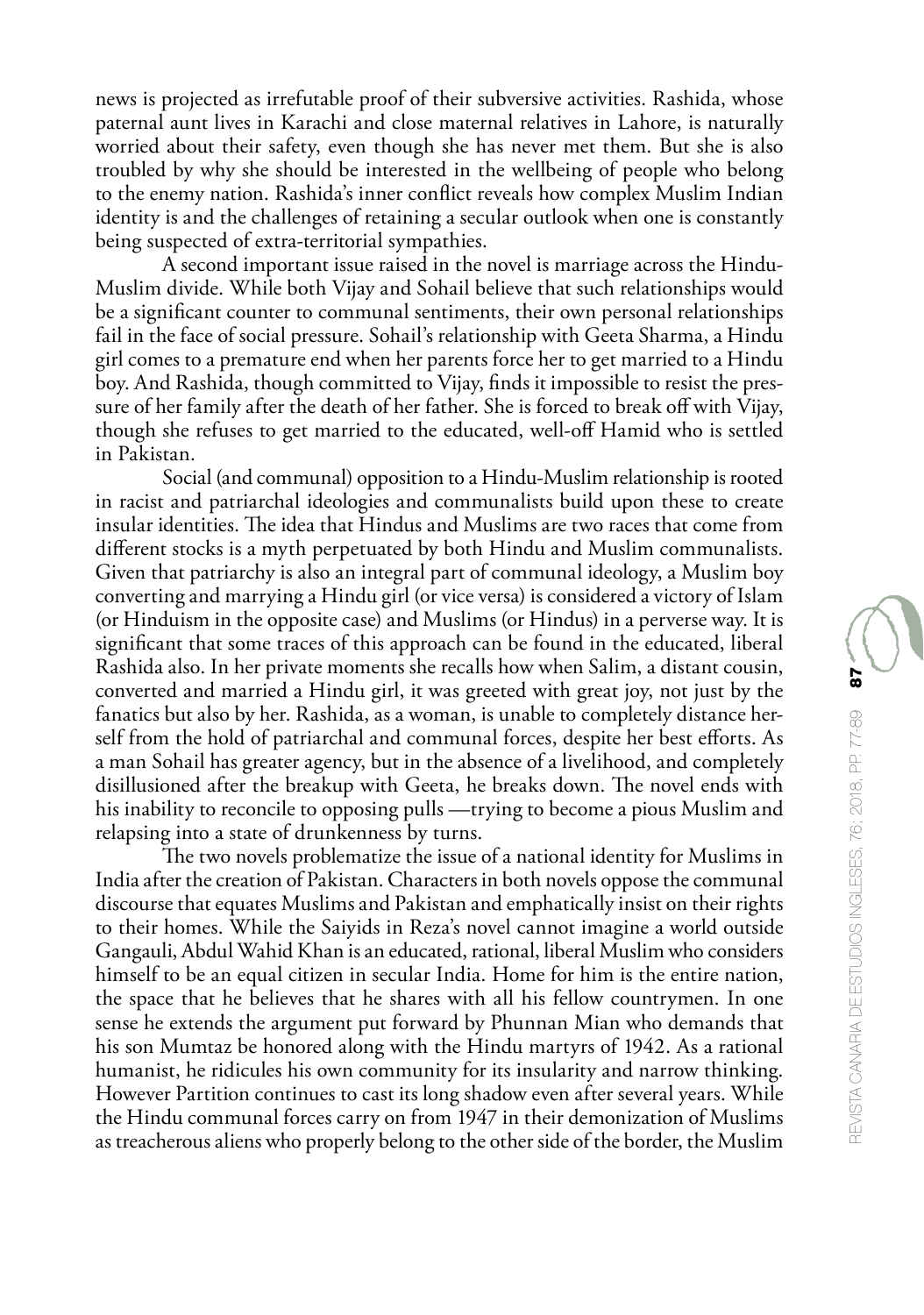news is projected as irrefutable proof of their subversive activities. Rashida, whose paternal aunt lives in Karachi and close maternal relatives in Lahore, is naturally worried about their safety, even though she has never met them. But she is also troubled by why she should be interested in the wellbeing of people who belong to the enemy nation. Rashida's inner conflict reveals how complex Muslim Indian identity is and the challenges of retaining a secular outlook when one is constantly being suspected of extra-territorial sympathies.

A second important issue raised in the novel is marriage across the Hindu-Muslim divide. While both Vijay and Sohail believe that such relationships would be a significant counter to communal sentiments, their own personal relationships fail in the face of social pressure. Sohail's relationship with Geeta Sharma, a Hindu girl comes to a premature end when her parents force her to get married to a Hindu boy. And Rashida, though committed to Vijay, finds it impossible to resist the pressure of her family after the death of her father. She is forced to break off with Vijay, though she refuses to get married to the educated, well-off Hamid who is settled in Pakistan.

Social (and communal) opposition to a Hindu-Muslim relationship is rooted in racist and patriarchal ideologies and communalists build upon these to create insular identities. The idea that Hindus and Muslims are two races that come from different stocks is a myth perpetuated by both Hindu and Muslim communalists. Given that patriarchy is also an integral part of communal ideology, a Muslim boy converting and marrying a Hindu girl (or vice versa) is considered a victory of Islam (or Hinduism in the opposite case) and Muslims (or Hindus) in a perverse way. It is significant that some traces of this approach can be found in the educated, liberal Rashida also. In her private moments she recalls how when Salim, a distant cousin, converted and married a Hindu girl, it was greeted with great joy, not just by the fanatics but also by her. Rashida, as a woman, is unable to completely distance herself from the hold of patriarchal and communal forces, despite her best efforts. As a man Sohail has greater agency, but in the absence of a livelihood, and completely disillusioned after the breakup with Geeta, he breaks down. The novel ends with his inability to reconcile to opposing pulls —trying to become a pious Muslim and relapsing into a state of drunkenness by turns.

The two novels problematize the issue of a national identity for Muslims in India after the creation of Pakistan. Characters in both novels oppose the communal discourse that equates Muslims and Pakistan and emphatically insist on their rights to their homes. While the Saiyids in Reza's novel cannot imagine a world outside Gangauli, Abdul Wahid Khan is an educated, rational, liberal Muslim who considers himself to be an equal citizen in secular India. Home for him is the entire nation, the space that he believes that he shares with all his fellow countrymen. In one sense he extends the argument put forward by Phunnan Mian who demands that his son Mumtaz be honored along with the Hindu martyrs of 1942. As a rational humanist, he ridicules his own community for its insularity and narrow thinking. However Partition continues to cast its long shadow even after several years. While the Hindu communal forces carry on from 1947 in their demonization of Muslims as treacherous aliens who properly belong to the other side of the border, the Muslim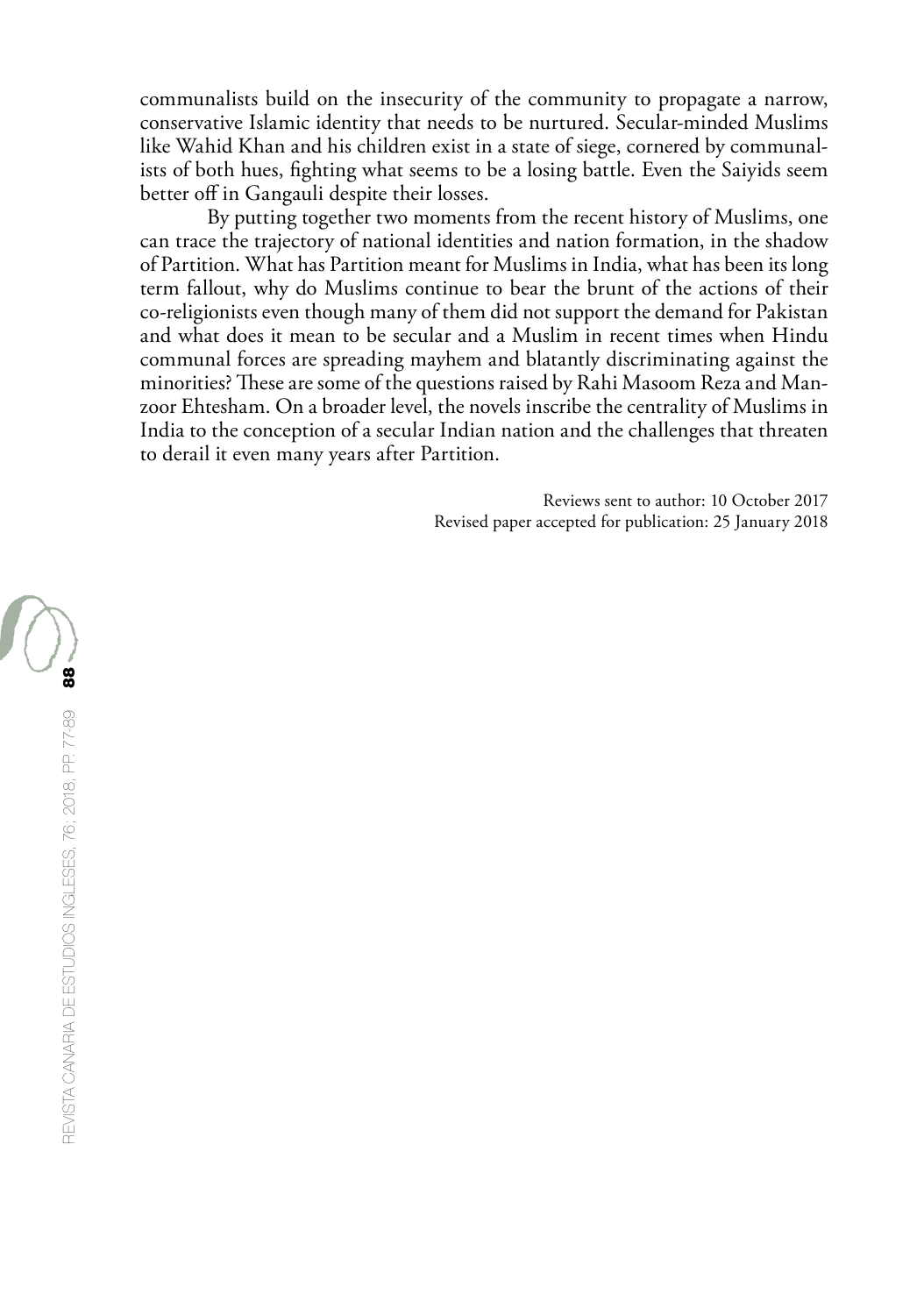communalists build on the insecurity of the community to propagate a narrow, conservative Islamic identity that needs to be nurtured. Secular-minded Muslims like Wahid Khan and his children exist in a state of siege, cornered by communalists of both hues, fighting what seems to be a losing battle. Even the Saiyids seem better off in Gangauli despite their losses.

By putting together two moments from the recent history of Muslims, one can trace the trajectory of national identities and nation formation, in the shadow of Partition. What has Partition meant for Muslims in India, what has been its long term fallout, why do Muslims continue to bear the brunt of the actions of their co-religionists even though many of them did not support the demand for Pakistan and what does it mean to be secular and a Muslim in recent times when Hindu communal forces are spreading mayhem and blatantly discriminating against the minorities? These are some of the questions raised by Rahi Masoom Reza and Manzoor Ehtesham. On a broader level, the novels inscribe the centrality of Muslims in India to the conception of a secular Indian nation and the challenges that threaten to derail it even many years after Partition.

Reviews sent to author: 10 October 2017
Revised paper accepted for publication: 25 January 2018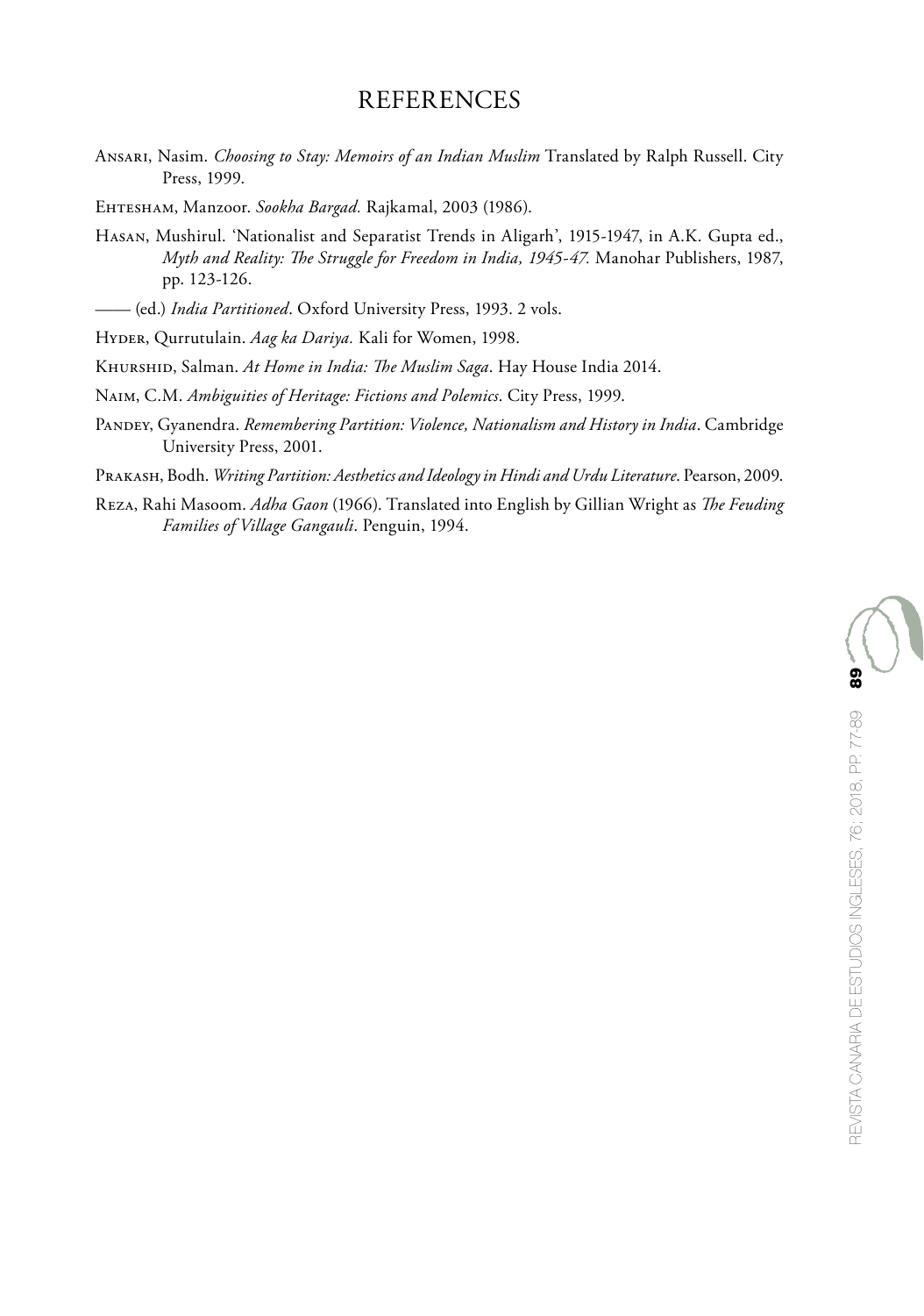# REFERENCES

Ansari, Nasim. *Choosing to Stay: Memoirs of an Indian Muslim* Translated by Ralph Russell. City Press, 1999.

Ehtesham, Manzoor. *Sookha Bargad.* Rajkamal, 2003 (1986).

Hasan, Mushirul. 'Nationalist and Separatist Trends in Aligarh', 1915-1947, in A.K. Gupta ed., *Myth and Reality: The Struggle for Freedom in India, 1945-47.* Manohar Publishers, 1987, pp. 123-126.

—— (ed.) *India Partitioned*. Oxford University Press, 1993. 2 vols.

Hyder, Qurrutulain. *Aag ka Dariya.* Kali for Women, 1998.

Khurshid, Salman. *At Home in India: The Muslim Saga*. Hay House India 2014.

Naim, C.M. *Ambiguities of Heritage: Fictions and Polemics*. City Press, 1999.

Pandey, Gyanendra. *Remembering Partition: Violence, Nationalism and History in India*. Cambridge University Press, 2001.

Prakash, Bodh. *Writing Partition: Aesthetics and Ideology in Hindi and Urdu Literature*. Pearson, 2009.

Reza, Rahi Masoom. *Adha Gaon* (1966). Translated into English by Gillian Wright as *The Feuding Families of Village Gangauli*. Penguin, 1994.